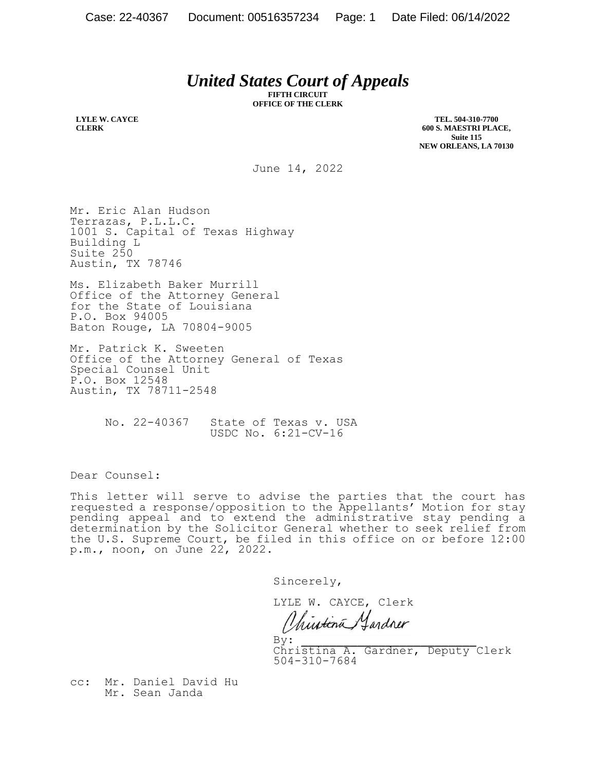# *United States Court of Appeals*

**FIFTH CIRCUIT**
**OFFICE OF THE CLERK**

**LYLE W. CAYCE**
**CLERK**

**TEL. 504-310-7700**
**600 S. MAESTRI PLACE,**
**Suite 115**
**NEW ORLEANS, LA 70130**

June 14, 2022

Mr. Eric Alan Hudson
Terrazas, P.L.L.C.
1001 S. Capital of Texas Highway
Building L
Suite 250
Austin, TX 78746

Ms. Elizabeth Baker Murrill
Office of the Attorney General
for the State of Louisiana
P.O. Box 94005
Baton Rouge, LA 70804-9005

Mr. Patrick K. Sweeten
Office of the Attorney General of Texas
Special Counsel Unit
P.O. Box 12548
Austin, TX 78711-2548

No. 22-40367 State of Texas v. USA
USDC No. 6:21-CV-16

Dear Counsel:

This letter will serve to advise the parties that the court has requested a response/opposition to the Appellants' Motion for stay pending appeal and to extend the administrative stay pending a determination by the Solicitor General whether to seek relief from the U.S. Supreme Court, be filed in this office on or before 12:00 p.m., noon, on June 22, 2022.

Sincerely,

LYLE W. CAYCE, Clerk

By: Christina A. Gardner, Deputy Clerk
504-310-7684

cc: Mr. Daniel David Hu
Mr. Sean Janda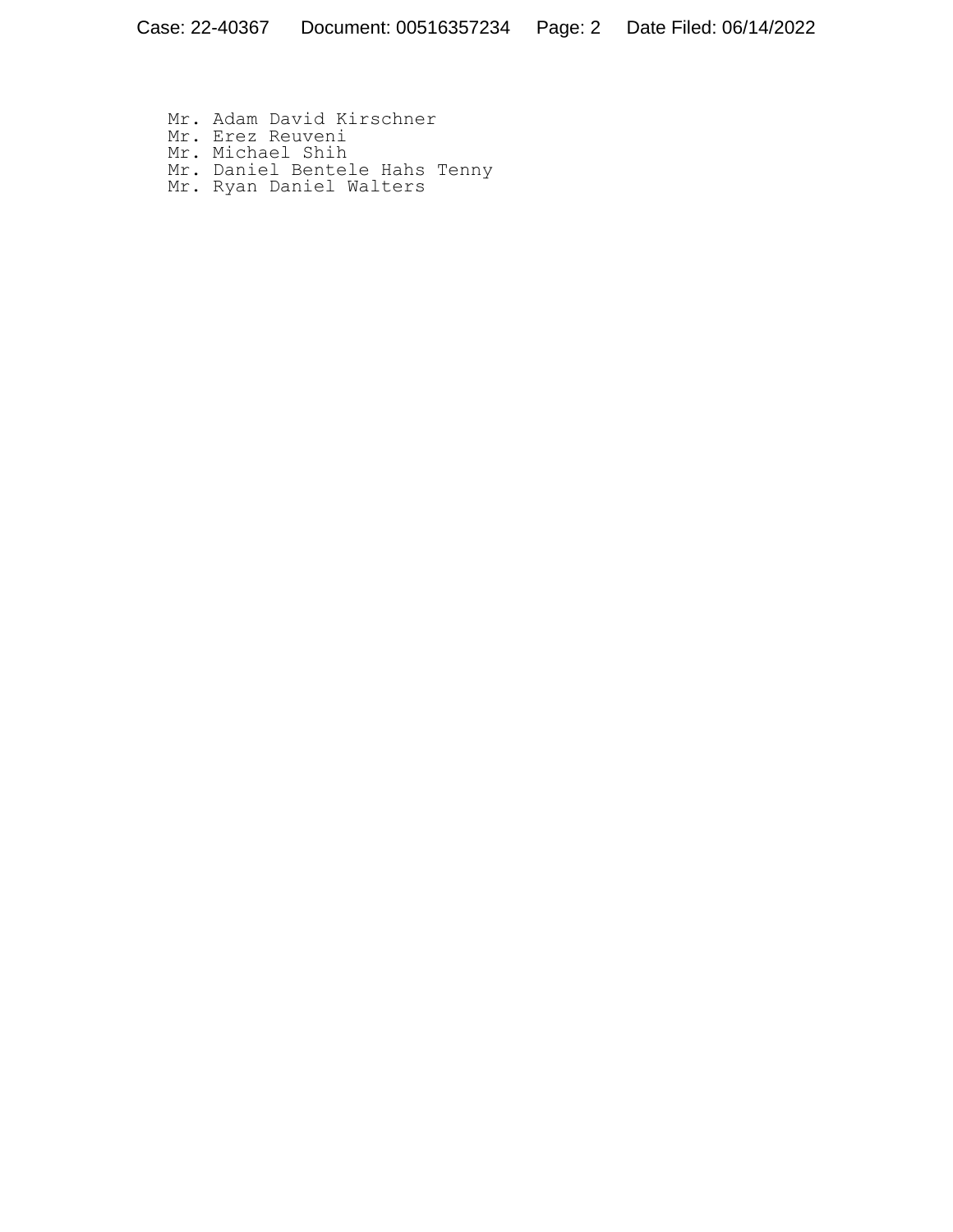Mr. Adam David Kirschner
Mr. Erez Reuveni
Mr. Michael Shih
Mr. Daniel Bentele Hahs Tenny
Mr. Ryan Daniel Walters